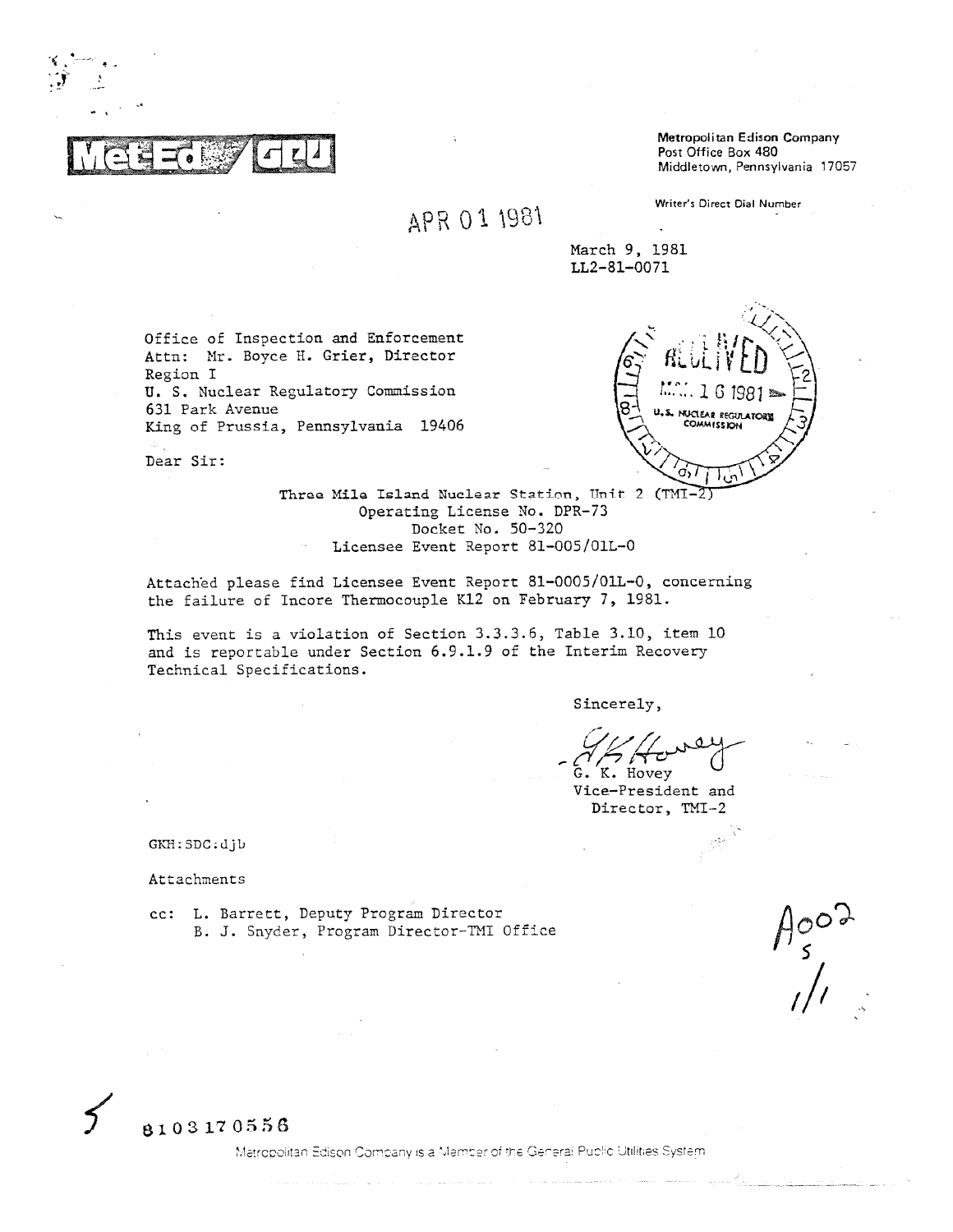**Met-Ed / GPU**

**Metropolitan Edison Company**
Post Office Box 480
Middletown, Pennsylvania 17057

Writer's Direct Dial Number

APR 01 1981

March 9, 1981
LL2-81-0071

RECEIVED
MAR 16 1981
U.S. NUCLEAR REGULATORY COMMISSION

Office of Inspection and Enforcement
Attn: Mr. Boyce H. Grier, Director
Region I
U. S. Nuclear Regulatory Commission
631 Park Avenue
King of Prussia, Pennsylvania 19406

Dear Sir:

Three Mile Island Nuclear Station, Unit 2 (TMI-2)
Operating License No. DPR-73
Docket No. 50-320
Licensee Event Report 81-005/01L-0

Attached please find Licensee Event Report 81-0005/01L-0, concerning the failure of Incore Thermocouple K12 on February 7, 1981.

This event is a violation of Section 3.3.3.6, Table 3.10, item 10 and is reportable under Section 6.9.1.9 of the Interim Recovery Technical Specifications.

Sincerely,

G. K. Hovey
Vice-President and
Director, TMI-2

GKH:SDC:djb

Attachments

cc: L. Barrett, Deputy Program Director
B. J. Snyder, Program Director-TMI Office

A002
S
1/1

8103170556

Metropolitan Edison Company is a Member of the General Public Utilities System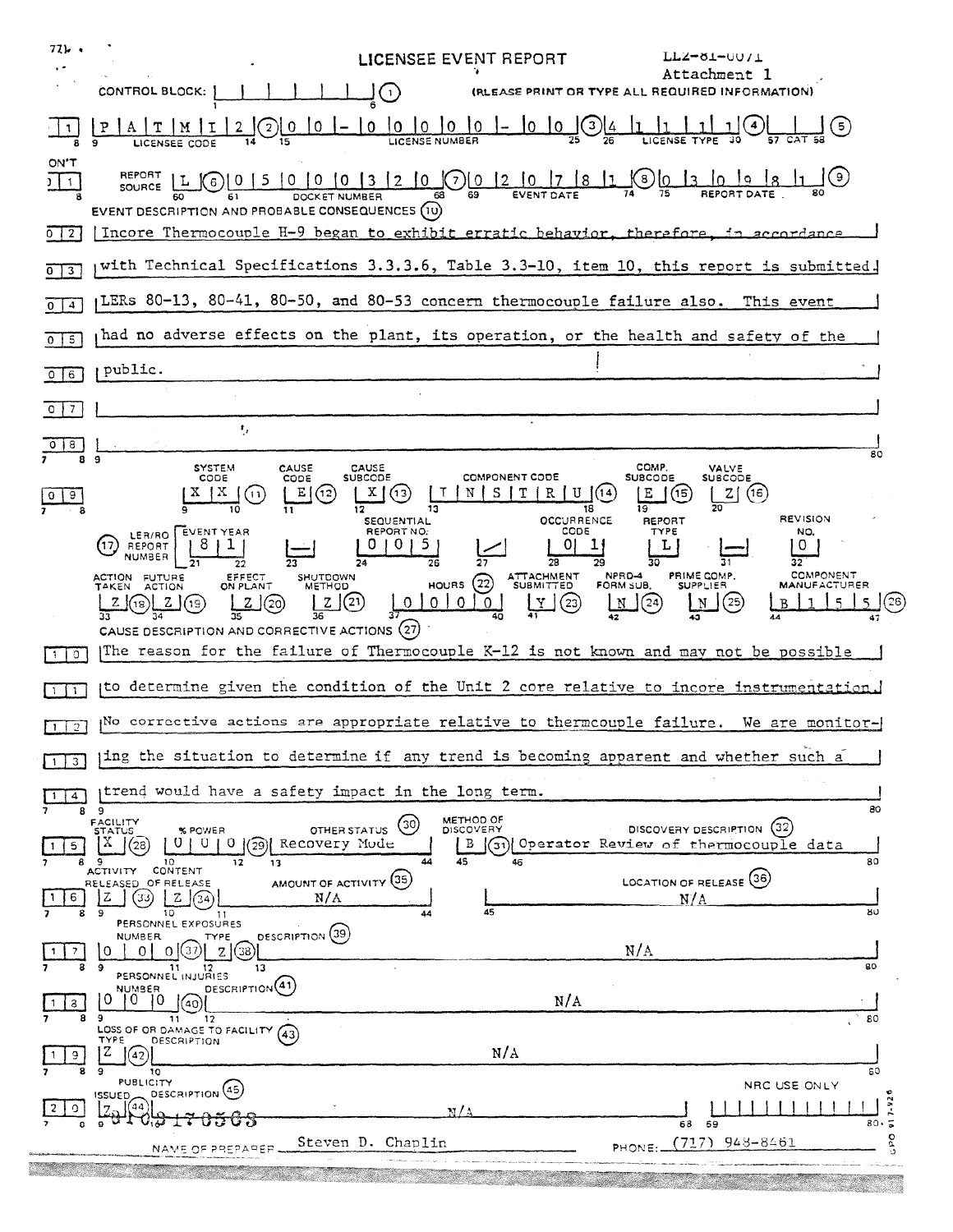LLZ-81-0071

Attachment 1

# LICENSEE EVENT REPORT

CONTROL BLOCK: (1) (PLEASE PRINT OR TYPE ALL REQUIRED INFORMATION)

| | |
|---|---|
| LICENSEE CODE (2) | P A T M I 2 |
| LICENSE NUMBER (3) | 0 0 - 0 0 0 0 0 - 0 0 |
| LICENSE TYPE (4) | 4 1 1 1 1 |
| CAT (5) | |

| | |
|---|---|
| CON'T REPORT SOURCE (6) | L |
| DOCKET NUMBER (7) | 0 5 0 0 0 3 2 0 |
| EVENT DATE (8) | 0 2 0 7 8 1 |
| REPORT DATE (9) | 0 3 0 9 8 1 |

**EVENT DESCRIPTION AND PROBABLE CONSEQUENCES (10)**

Incore Thermocouple H-9 began to exhibit erratic behavior, therefore, in accordance with Technical Specifications 3.3.3.6, Table 3.3-10, item 10, this report is submitted. LERs 80-13, 80-41, 80-50, and 80-53 concern thermocouple failure also. This event had no adverse effects on the plant, its operation, or the health and safety of the public.

| SYSTEM CODE (11) | CAUSE CODE (12) | CAUSE SUBCODE (13) | COMPONENT CODE (14) | COMP. SUBCODE (15) | VALVE SUBCODE (16) |
|---|---|---|---|---|---|
| X X | E | X | I N S T R U | E | Z |

| (17) LER/RO REPORT NUMBER | EVENT YEAR | | SEQUENTIAL REPORT NO. | | OCCURRENCE CODE | REPORT TYPE | | REVISION NO. |
|---|---|---|---|---|---|---|---|---|
| | 8 1 | — | 0 0 5 | / | 0 1 | L | — | 0 |

| ACTION TAKEN (18) | FUTURE ACTION (19) | EFFECT ON PLANT (20) | SHUTDOWN METHOD (21) | HOURS (22) | ATTACHMENT SUBMITTED (23) | NPRD-4 FORM SUB. (24) | PRIME COMP. SUPPLIER (25) | COMPONENT MANUFACTURER (26) |
|---|---|---|---|---|---|---|---|---|
| Z | Z | Z | Z | 0 0 0 0 | Y | N | N | B 1 5 5 |

**CAUSE DESCRIPTION AND CORRECTIVE ACTIONS (27)**

The reason for the failure of Thermocouple K-12 is not known and may not be possible to determine given the condition of the Unit 2 core relative to incore instrumentation. No corrective actions are appropriate relative to thermocouple failure. We are monitoring the situation to determine if any trend is becoming apparent and whether such a trend would have a safety impact in the long term.

| FACILITY STATUS (28) | % POWER (29) | OTHER STATUS (30) | METHOD OF DISCOVERY (31) | DISCOVERY DESCRIPTION (32) |
|---|---|---|---|---|
| X | 0 0 0 | Recovery Mode | B | Operator Review of thermocouple data |

| ACTIVITY RELEASED (33) | CONTENT OF RELEASE (34) | AMOUNT OF ACTIVITY (35) | LOCATION OF RELEASE (36) |
|---|---|---|---|
| Z | Z | N/A | N/A |

**PERSONNEL EXPOSURES**

| NUMBER (37) | TYPE (38) | DESCRIPTION (39) |
|---|---|---|
| 0 0 0 | Z | N/A |

**PERSONNEL INJURIES**

| NUMBER (40) | DESCRIPTION (41) |
|---|---|
| 0 0 0 | N/A |

**LOSS OF OR DAMAGE TO FACILITY (43)**

| TYPE (42) | DESCRIPTION |
|---|---|
| Z | N/A |

**PUBLICITY**

| ISSUED (44) | DESCRIPTION (45) | NRC USE ONLY |
|---|---|---|
| Z | N/A | |

8103170363

NAME OF PREPARER: Steven D. Chaplin PHONE: (717) 948-8461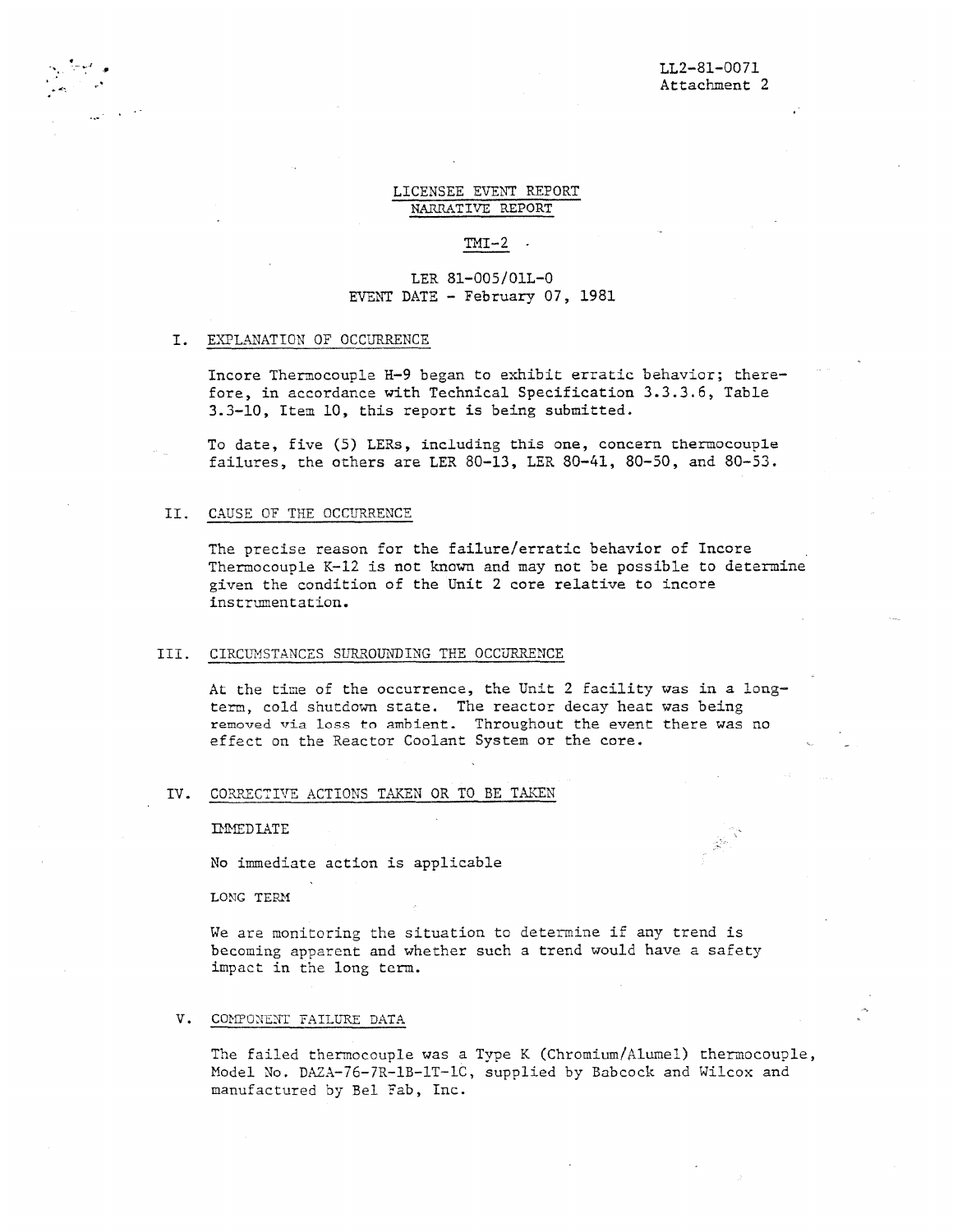LL2-81-0071
Attachment 2

# LICENSEE EVENT REPORT
## NARRATIVE REPORT

### TMI-2

LER 81-005/01L-0
EVENT DATE - February 07, 1981

## I. EXPLANATION OF OCCURRENCE

Incore Thermocouple H-9 began to exhibit erratic behavior; therefore, in accordance with Technical Specification 3.3.3.6, Table 3.3-10, Item 10, this report is being submitted.

To date, five (5) LERs, including this one, concern thermocouple failures, the others are LER 80-13, LER 80-41, 80-50, and 80-53.

## II. CAUSE OF THE OCCURRENCE

The precise reason for the failure/erratic behavior of Incore Thermocouple K-12 is not known and may not be possible to determine given the condition of the Unit 2 core relative to incore instrumentation.

## III. CIRCUMSTANCES SURROUNDING THE OCCURRENCE

At the time of the occurrence, the Unit 2 facility was in a long-term, cold shutdown state. The reactor decay heat was being removed via loss to ambient. Throughout the event there was no effect on the Reactor Coolant System or the core.

## IV. CORRECTIVE ACTIONS TAKEN OR TO BE TAKEN

IMMEDIATE

No immediate action is applicable

LONG TERM

We are monitoring the situation to determine if any trend is becoming apparent and whether such a trend would have a safety impact in the long term.

## V. COMPONENT FAILURE DATA

The failed thermocouple was a Type K (Chromium/Alumel) thermocouple, Model No. DAZA-76-7R-1B-1T-1C, supplied by Babcock and Wilcox and manufactured by Bel Fab, Inc.